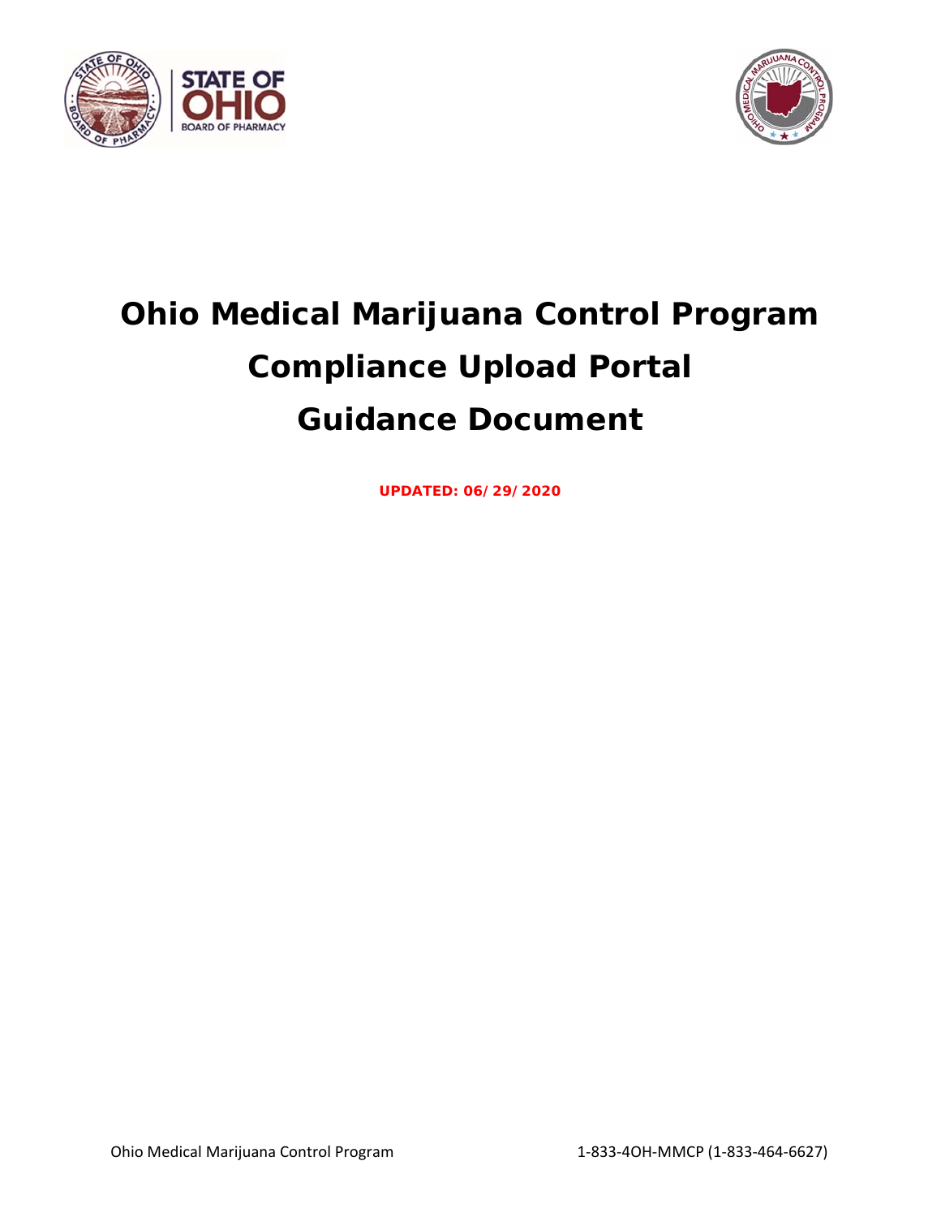# Ohio Medical Marijuana Control Program
# Compliance Upload Portal
# Guidance Document

**UPDATED: 06/29/2020**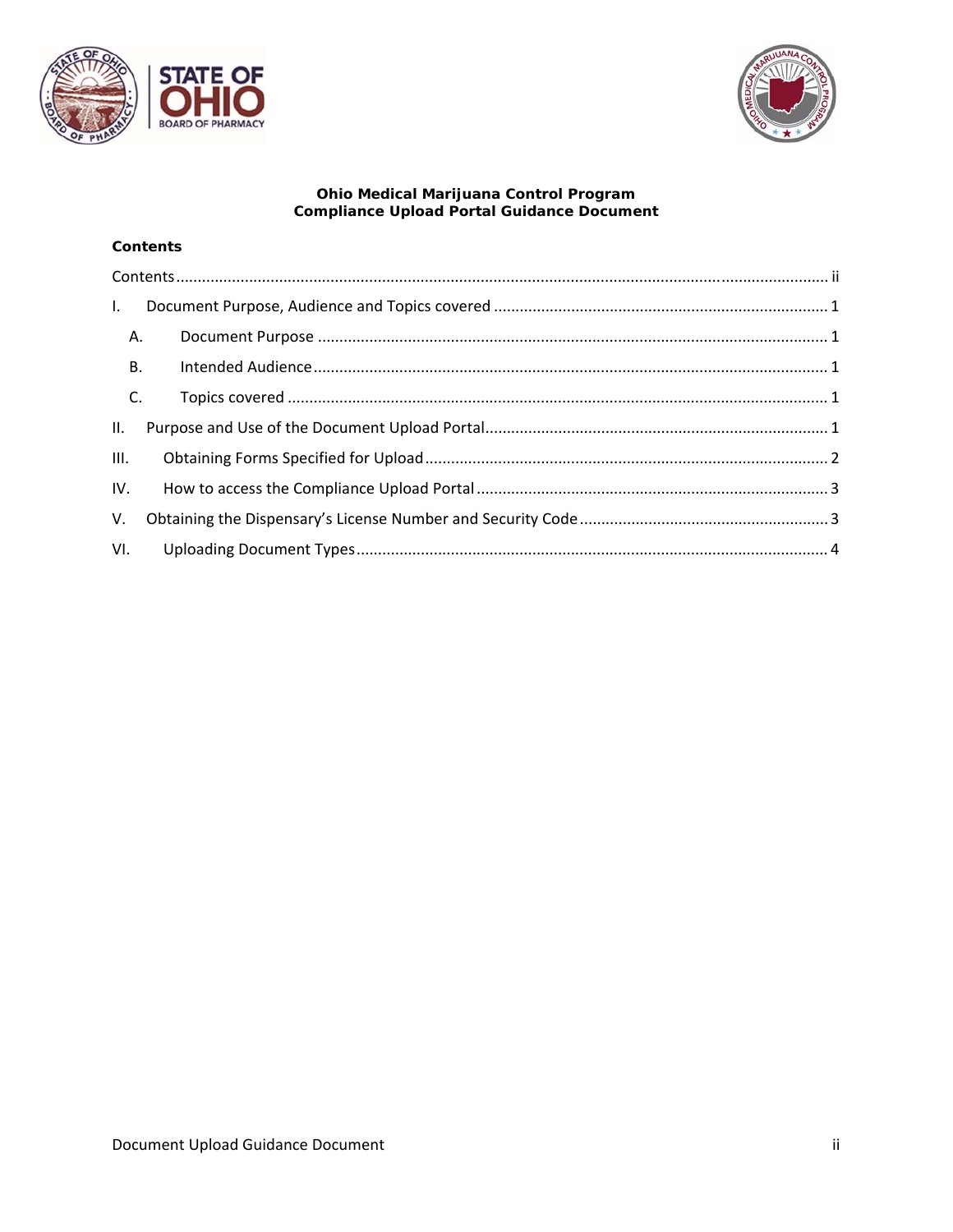**Ohio Medical Marijuana Control Program**
**Compliance Upload Portal Guidance Document**

**Contents**

Contents ..... ii

I. Document Purpose, Audience and Topics covered ..... 1

- A. Document Purpose ..... 1
- B. Intended Audience ..... 1
- C. Topics covered ..... 1

II. Purpose and Use of the Document Upload Portal ..... 1

III. Obtaining Forms Specified for Upload ..... 2

IV. How to access the Compliance Upload Portal ..... 3

V. Obtaining the Dispensary's License Number and Security Code ..... 3

VI. Uploading Document Types ..... 4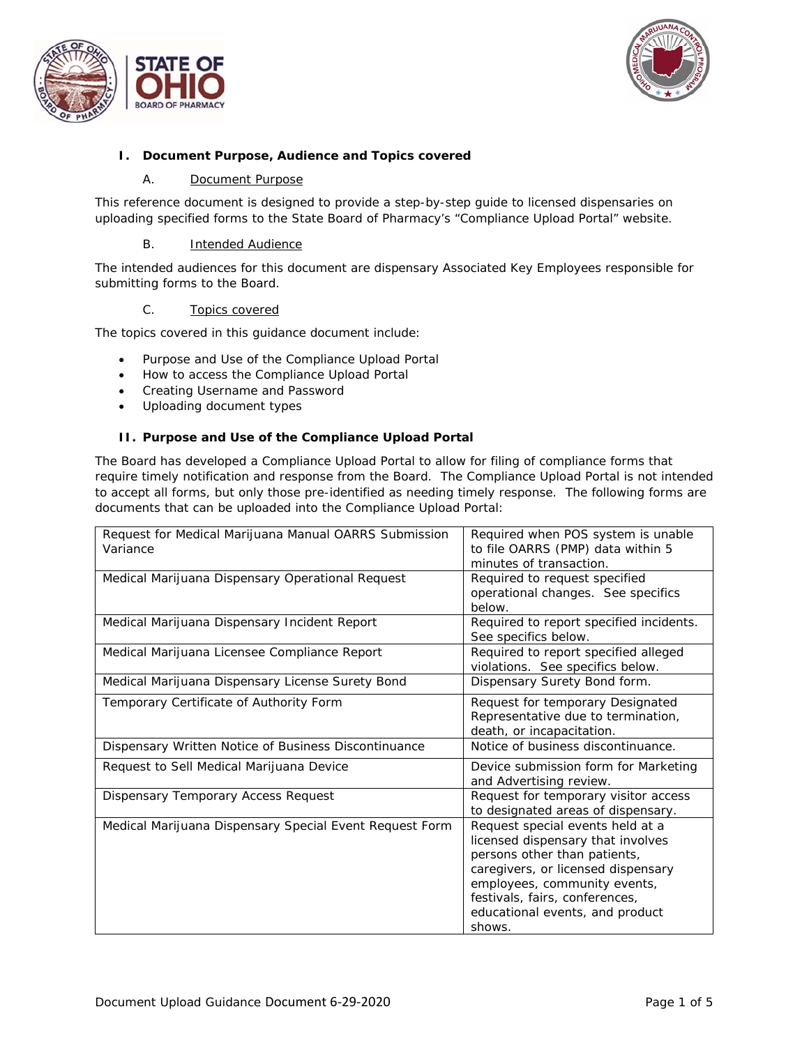## I. Document Purpose, Audience and Topics covered

### A. Document Purpose

This reference document is designed to provide a step-by-step guide to licensed dispensaries on uploading specified forms to the State Board of Pharmacy's "Compliance Upload Portal" website.

### B. Intended Audience

The intended audiences for this document are dispensary Associated Key Employees responsible for submitting forms to the Board.

### C. Topics covered

The topics covered in this guidance document include:

- Purpose and Use of the Compliance Upload Portal
- How to access the Compliance Upload Portal
- Creating Username and Password
- Uploading document types

## II. Purpose and Use of the Compliance Upload Portal

The Board has developed a Compliance Upload Portal to allow for filing of compliance forms that require timely notification and response from the Board. The Compliance Upload Portal is not intended to accept all forms, but only those pre-identified as needing timely response. The following forms are documents that can be uploaded into the Compliance Upload Portal:

| Form | Description |
|---|---|
| Request for Medical Marijuana Manual OARRS Submission Variance | Required when POS system is unable to file OARRS (PMP) data within 5 minutes of transaction. |
| Medical Marijuana Dispensary Operational Request | Required to request specified operational changes. See specifics below. |
| Medical Marijuana Dispensary Incident Report | Required to report specified incidents. See specifics below. |
| Medical Marijuana Licensee Compliance Report | Required to report specified alleged violations. See specifics below. |
| Medical Marijuana Dispensary License Surety Bond | Dispensary Surety Bond form. |
| Temporary Certificate of Authority Form | Request for temporary Designated Representative due to termination, death, or incapacitation. |
| Dispensary Written Notice of Business Discontinuance | Notice of business discontinuance. |
| Request to Sell Medical Marijuana Device | Device submission form for Marketing and Advertising review. |
| Dispensary Temporary Access Request | Request for temporary visitor access to designated areas of dispensary. |
| Medical Marijuana Dispensary Special Event Request Form | Request special events held at a licensed dispensary that involves persons other than patients, caregivers, or licensed dispensary employees, community events, festivals, fairs, conferences, educational events, and product shows. |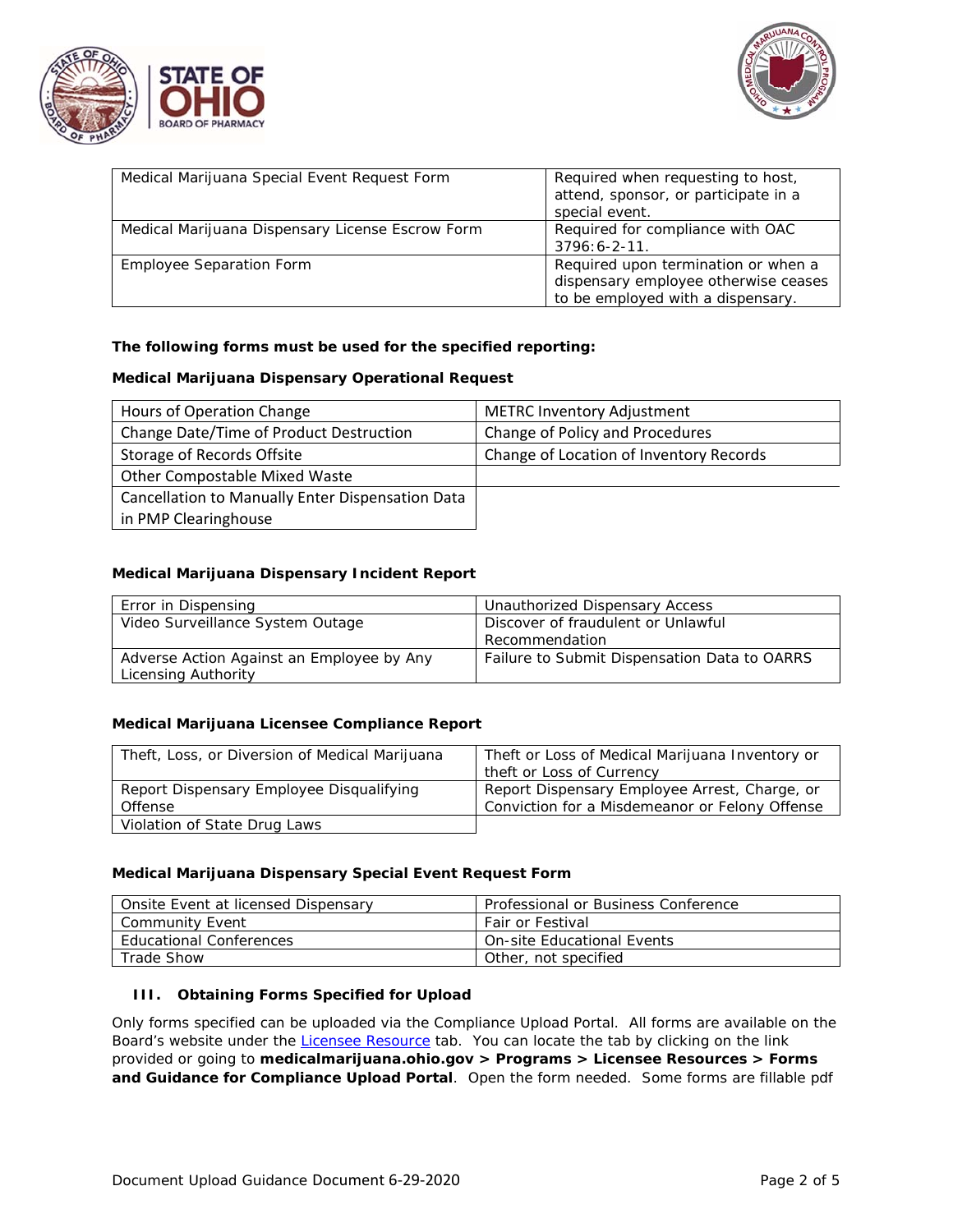| Medical Marijuana Special Event Request Form | Required when requesting to host, attend, sponsor, or participate in a special event. |
|---|---|
| Medical Marijuana Dispensary License Escrow Form | Required for compliance with OAC 3796:6-2-11. |
| Employee Separation Form | Required upon termination or when a dispensary employee otherwise ceases to be employed with a dispensary. |

**The following forms must be used for the specified reporting:**

**Medical Marijuana Dispensary Operational Request**

| Hours of Operation Change | METRC Inventory Adjustment |
|---|---|
| Change Date/Time of Product Destruction | Change of Policy and Procedures |
| Storage of Records Offsite | Change of Location of Inventory Records |
| Other Compostable Mixed Waste | |
| Cancellation to Manually Enter Dispensation Data in PMP Clearinghouse | |

**Medical Marijuana Dispensary Incident Report**

| Error in Dispensing | Unauthorized Dispensary Access |
|---|---|
| Video Surveillance System Outage | Discover of fraudulent or Unlawful Recommendation |
| Adverse Action Against an Employee by Any Licensing Authority | Failure to Submit Dispensation Data to OARRS |

**Medical Marijuana Licensee Compliance Report**

| Theft, Loss, or Diversion of Medical Marijuana | Theft or Loss of Medical Marijuana Inventory or theft or Loss of Currency |
|---|---|
| Report Dispensary Employee Disqualifying Offense | Report Dispensary Employee Arrest, Charge, or Conviction for a Misdemeanor or Felony Offense |
| Violation of State Drug Laws | |

**Medical Marijuana Dispensary Special Event Request Form**

| Onsite Event at licensed Dispensary | Professional or Business Conference |
|---|---|
| Community Event | Fair or Festival |
| Educational Conferences | On-site Educational Events |
| Trade Show | Other, not specified |

## III. Obtaining Forms Specified for Upload

Only forms specified can be uploaded via the Compliance Upload Portal. All forms are available on the Board's website under the Licensee Resource tab. You can locate the tab by clicking on the link provided or going to **medicalmarijuana.ohio.gov > Programs > Licensee Resources > Forms and Guidance for Compliance Upload Portal**. Open the form needed. Some forms are fillable pdf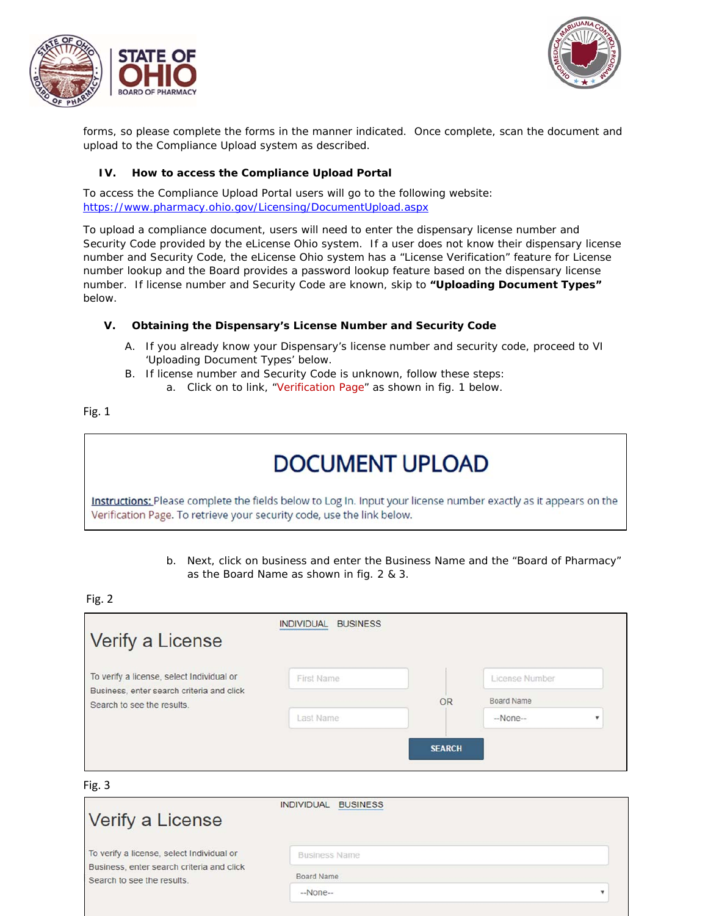forms, so please complete the forms in the manner indicated. Once complete, scan the document and upload to the Compliance Upload system as described.

## IV. How to access the Compliance Upload Portal

To access the Compliance Upload Portal users will go to the following website: https://www.pharmacy.ohio.gov/Licensing/DocumentUpload.aspx

To upload a compliance document, users will need to enter the dispensary license number and Security Code provided by the eLicense Ohio system. If a user does not know their dispensary license number and Security Code, the eLicense Ohio system has a "License Verification" feature for License number lookup and the Board provides a password lookup feature based on the dispensary license number. If license number and Security Code are known, skip to **"Uploading Document Types"** below.

## V. Obtaining the Dispensary's License Number and Security Code

A. If you already know your Dispensary's license number and security code, proceed to VI 'Uploading Document Types' below.

B. If license number and Security Code is unknown, follow these steps:

   a. Click on to link, "Verification Page" as shown in fig. 1 below.

Fig. 1

**DOCUMENT UPLOAD**

Instructions: Please complete the fields below to Log In. Input your license number exactly as it appears on the Verification Page. To retrieve your security code, use the link below.

   b. Next, click on business and enter the Business Name and the "Board of Pharmacy" as the Board Name as shown in fig. 2 & 3.

Fig. 2

Verify a License

INDIVIDUAL BUSINESS

To verify a license, select Individual or Business, enter search criteria and click Search to see the results.

First Name

Last Name

OR

License Number

Board Name

--None--

SEARCH

Fig. 3

Verify a License

INDIVIDUAL BUSINESS

To verify a license, select Individual or Business, enter search criteria and click Search to see the results.

Business Name

Board Name

--None--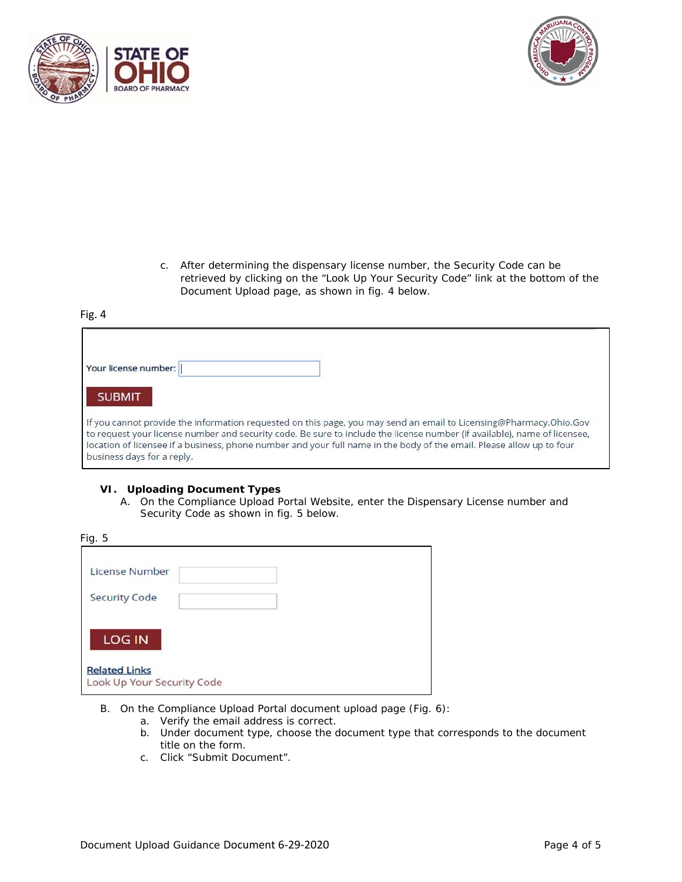c. After determining the dispensary license number, the Security Code can be retrieved by clicking on the "Look Up Your Security Code" link at the bottom of the Document Upload page, as shown in fig. 4 below.

Fig. 4

Your license number:

SUBMIT

If you cannot provide the information requested on this page, you may send an email to Licensing@Pharmacy.Ohio.Gov to request your license number and security code. Be sure to include the license number (if available), name of licensee, location of licensee if a business, phone number and your full name in the body of the email. Please allow up to four business days for a reply.

## VI. Uploading Document Types

A. On the Compliance Upload Portal Website, enter the Dispensary License number and Security Code as shown in fig. 5 below.

Fig. 5

License Number

Security Code

LOG IN

Related Links

Look Up Your Security Code

B. On the Compliance Upload Portal document upload page (Fig. 6):
   a. Verify the email address is correct.
   b. Under document type, choose the document type that corresponds to the document title on the form.
   c. Click "Submit Document".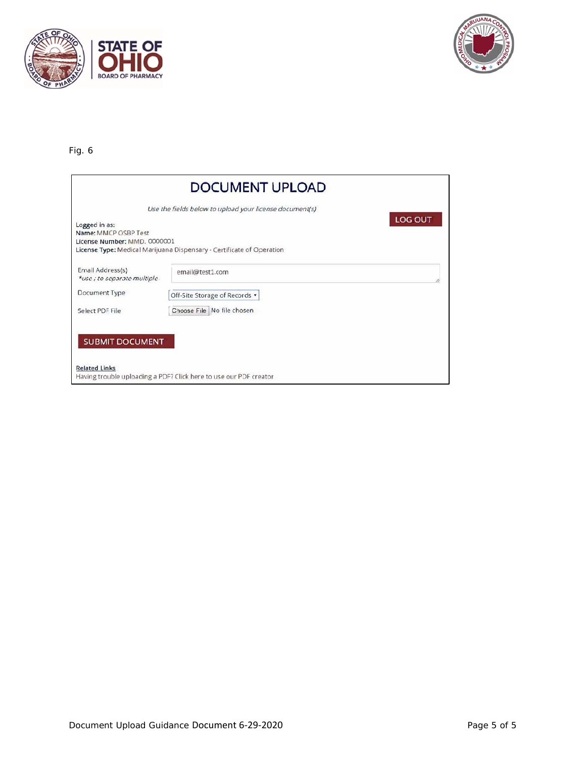Fig. 6

DOCUMENT UPLOAD

*Use the fields below to upload your license document(s)*

LOG OUT

Logged in as:
**Name:** MMCP OSBP Test
**License Number:** MMD. 0000001
**License Type:** Medical Marijuana Dispensary - Certificate of Operation

Email Address(s)
*\*use ; to separate multiple*

email@test1.com

Document Type: Off-Site Storage of Records

Select PDF File: Choose File No file chosen

SUBMIT DOCUMENT

Related Links
Having trouble uploading a PDF? Click here to use our PDF creator